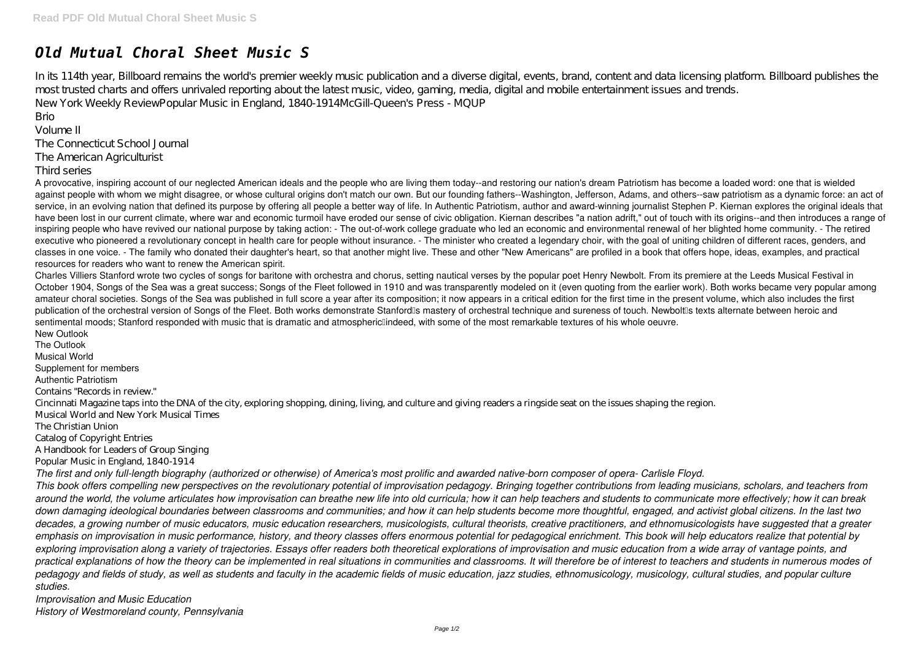# *Old Mutual Choral Sheet Music S*

In its 114th year, Billboard remains the world's premier weekly music publication and a diverse digital, events, brand, content and data licensing platform. Billboard publishes the most trusted charts and offers unrivaled reporting about the latest music, video, gaming, media, digital and mobile entertainment issues and trends.

New York Weekly ReviewPopular Music in England, 1840-1914McGill-Queen's Press - MQUP

Brio

Volume II

The Connecticut School Journal

The American Agriculturist

Third series

A provocative, inspiring account of our neglected American ideals and the people who are living them today--and restoring our nation's dream Patriotism has become a loaded word: one that is wielded against people with whom we might disagree, or whose cultural origins don't match our own. But our founding fathers--Washington, Jefferson, Adams, and others--saw patriotism as a dynamic force: an act of service, in an evolving nation that defined its purpose by offering all people a better way of life. In Authentic Patriotism, author and award-winning journalist Stephen P. Kiernan explores the original ideals that have been lost in our current climate, where war and economic turmoil have eroded our sense of civic obligation. Kiernan describes "a nation adrift," out of touch with its origins--and then introduces a range of inspiring people who have revived our national purpose by taking action: - The out-of-work college graduate who led an economic and environmental renewal of her blighted home community. - The retired executive who pioneered a revolutionary concept in health care for people without insurance. - The minister who created a legendary choir, with the goal of uniting children of different races, genders, and classes in one voice. - The family who donated their daughter's heart, so that another might live. These and other "New Americans" are profiled in a book that offers hope, ideas, examples, and practical resources for readers who want to renew the American spirit.

Charles Villiers Stanford wrote two cycles of songs for baritone with orchestra and chorus, setting nautical verses by the popular poet Henry Newbolt. From its premiere at the Leeds Musical Festival in October 1904, Songs of the Sea was a great success; Songs of the Fleet followed in 1910 and was transparently modeled on it (even quoting from the earlier work). Both works became very popular among amateur choral societies. Songs of the Sea was published in full score a year after its composition; it now appears in a critical edition for the first time in the present volume, which also includes the first publication of the orchestral version of Songs of the Fleet. Both works demonstrate Stanford's mastery of orchestral technique and sureness of touch. Newbolt's texts alternate between heroic and sentimental moods; Stanford responded with music that is dramatic and atmospheric—indeed, with some of the most remarkable textures of his whole oeuvre.

New Outlook

The Outlook

Musical World

Supplement for members

Authentic Patriotism

Contains "Records in review."

Cincinnati Magazine taps into the DNA of the city, exploring shopping, dining, living, and culture and giving readers a ringside seat on the issues shaping the region.

Musical World and New York Musical Times

The Christian Union

Catalog of Copyright Entries

A Handbook for Leaders of Group Singing

Popular Music in England, 1840-1914

*The first and only full-length biography (authorized or otherwise) of America's most prolific and awarded native-born composer of opera- Carlisle Floyd.*

*This book offers compelling new perspectives on the revolutionary potential of improvisation pedagogy. Bringing together contributions from leading musicians, scholars, and teachers from around the world, the volume articulates how improvisation can breathe new life into old curricula; how it can help teachers and students to communicate more effectively; how it can break down damaging ideological boundaries between classrooms and communities; and how it can help students become more thoughtful, engaged, and activist global citizens. In the last two decades, a growing number of music educators, music education researchers, musicologists, cultural theorists, creative practitioners, and ethnomusicologists have suggested that a greater emphasis on improvisation in music performance, history, and theory classes offers enormous potential for pedagogical enrichment. This book will help educators realize that potential by exploring improvisation along a variety of trajectories. Essays offer readers both theoretical explorations of improvisation and music education from a wide array of vantage points, and practical explanations of how the theory can be implemented in real situations in communities and classrooms. It will therefore be of interest to teachers and students in numerous modes of pedagogy and fields of study, as well as students and faculty in the academic fields of music education, jazz studies, ethnomusicology, musicology, cultural studies, and popular culture studies.*

*Improvisation and Music Education*

*History of Westmoreland county, Pennsylvania*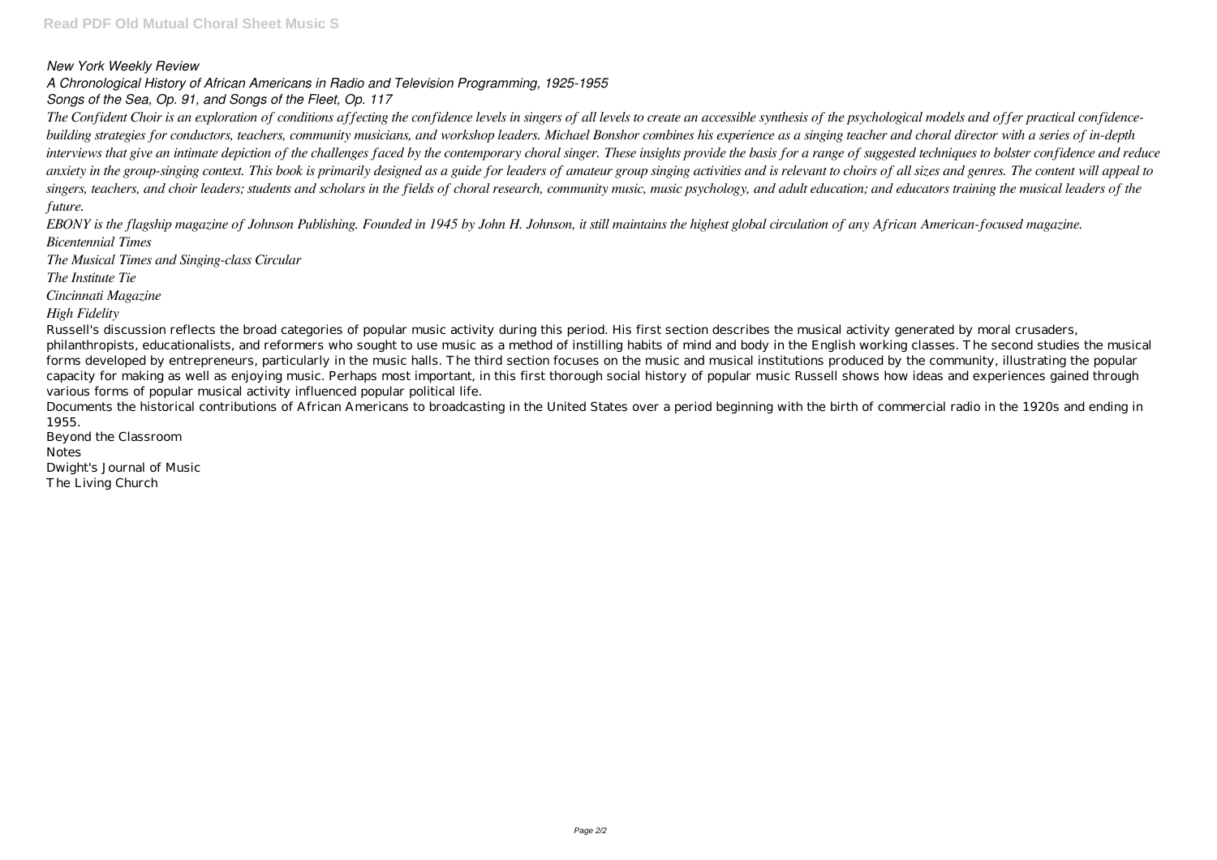*New York Weekly Review*

*A Chronological History of African Americans in Radio and Television Programming, 1925-1955*

*Songs of the Sea, Op. 91, and Songs of the Fleet, Op. 117*

*The Confident Choir is an exploration of conditions affecting the confidence levels in singers of all levels to create an accessible synthesis of the psychological models and offer practical confidence-building strategies for conductors, teachers, community musicians, and workshop leaders. Michael Bonshor combines his experience as a singing teacher and choral director with a series of in-depth interviews that give an intimate depiction of the challenges faced by the contemporary choral singer. These insights provide the basis for a range of suggested techniques to bolster confidence and reduce anxiety in the group-singing context. This book is primarily designed as a guide for leaders of amateur group singing activities and is relevant to choirs of all sizes and genres. The content will appeal to singers, teachers, and choir leaders; students and scholars in the fields of choral research, community music, music psychology, and adult education; and educators training the musical leaders of the future.*

*EBONY is the flagship magazine of Johnson Publishing. Founded in 1945 by John H. Johnson, it still maintains the highest global circulation of any African American-focused magazine.*

*Bicentennial Times*

*The Musical Times and Singing-class Circular*

*The Institute Tie*

*Cincinnati Magazine*

*High Fidelity*

Russell's discussion reflects the broad categories of popular music activity during this period. His first section describes the musical activity generated by moral crusaders, philanthropists, educationalists, and reformers who sought to use music as a method of instilling habits of mind and body in the English working classes. The second studies the musical forms developed by entrepreneurs, particularly in the music halls. The third section focuses on the music and musical institutions produced by the community, illustrating the popular capacity for making as well as enjoying music. Perhaps most important, in this first thorough social history of popular music Russell shows how ideas and experiences gained through various forms of popular musical activity influenced popular political life.

Documents the historical contributions of African Americans to broadcasting in the United States over a period beginning with the birth of commercial radio in the 1920s and ending in 1955.

Beyond the Classroom

Notes

Dwight's Journal of Music

The Living Church